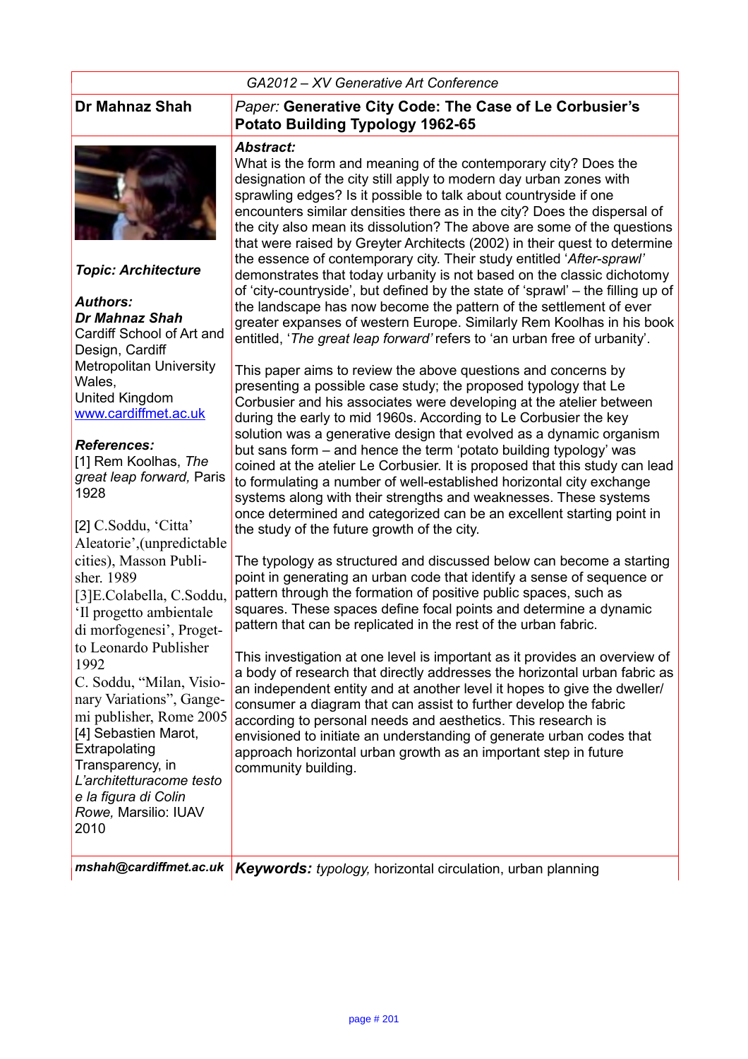GA2012 – XV Generative Art Conference

**Dr Mahnaz Shah**

*Paper:* **Generative City Code: The Case of Le Corbusier's Potato Building Typology 1962-65**

***Topic: Architecture***

***Authors:***
***Dr Mahnaz Shah***
Cardiff School of Art and Design, Cardiff Metropolitan University Wales, United Kingdom
www.cardiffmet.ac.uk

***References:***
[1] Rem Koolhas, *The great leap forward,* Paris 1928

[2] C.Soddu, 'Citta' Aleatorie',(unpredictable cities), Masson Publisher. 1989
[3]E.Colabella, C.Soddu, 'Il progetto ambientale di morfogenesi', Progetto Leonardo Publisher 1992
C. Soddu, "Milan, Visionary Variations", Gangemi publisher, Rome 2005
[4] Sebastien Marot, Extrapolating Transparency, in *L'architetturacome testo e la figura di Colin Rowe,* Marsilio: IUAV 2010

***Abstract:***
What is the form and meaning of the contemporary city? Does the designation of the city still apply to modern day urban zones with sprawling edges? Is it possible to talk about countryside if one encounters similar densities there as in the city? Does the dispersal of the city also mean its dissolution? The above are some of the questions that were raised by Greyter Architects (2002) in their quest to determine the essence of contemporary city. Their study entitled '*After-sprawl'* demonstrates that today urbanity is not based on the classic dichotomy of 'city-countryside', but defined by the state of 'sprawl' – the filling up of the landscape has now become the pattern of the settlement of ever greater expanses of western Europe. Similarly Rem Koolhas in his book entitled, '*The great leap forward'* refers to 'an urban free of urbanity'.

This paper aims to review the above questions and concerns by presenting a possible case study; the proposed typology that Le Corbusier and his associates were developing at the atelier between during the early to mid 1960s. According to Le Corbusier the key solution was a generative design that evolved as a dynamic organism but sans form – and hence the term 'potato building typology' was coined at the atelier Le Corbusier. It is proposed that this study can lead to formulating a number of well-established horizontal city exchange systems along with their strengths and weaknesses. These systems once determined and categorized can be an excellent starting point in the study of the future growth of the city.

The typology as structured and discussed below can become a starting point in generating an urban code that identify a sense of sequence or pattern through the formation of positive public spaces, such as squares. These spaces define focal points and determine a dynamic pattern that can be replicated in the rest of the urban fabric.

This investigation at one level is important as it provides an overview of a body of research that directly addresses the horizontal urban fabric as an independent entity and at another level it hopes to give the dweller/ consumer a diagram that can assist to further develop the fabric according to personal needs and aesthetics. This research is envisioned to initiate an understanding of generate urban codes that approach horizontal urban growth as an important step in future community building.

***mshah@cardiffmet.ac.uk***

***Keywords:*** *typology,* horizontal circulation, urban planning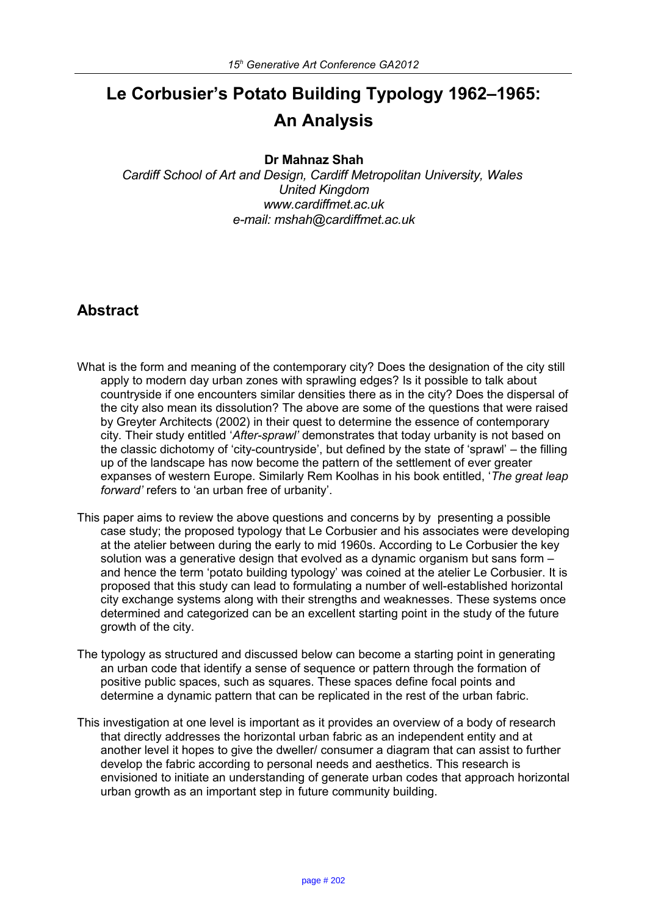# Le Corbusier's Potato Building Typology 1962–1965: An Analysis

**Dr Mahnaz Shah**

*Cardiff School of Art and Design, Cardiff Metropolitan University, Wales*
*United Kingdom*
*www.cardiffmet.ac.uk*
*e-mail: mshah@cardiffmet.ac.uk*

## Abstract

What is the form and meaning of the contemporary city? Does the designation of the city still apply to modern day urban zones with sprawling edges? Is it possible to talk about countryside if one encounters similar densities there as in the city? Does the dispersal of the city also mean its dissolution? The above are some of the questions that were raised by Greyter Architects (2002) in their quest to determine the essence of contemporary city. Their study entitled '*After-sprawl'* demonstrates that today urbanity is not based on the classic dichotomy of 'city-countryside', but defined by the state of 'sprawl' – the filling up of the landscape has now become the pattern of the settlement of ever greater expanses of western Europe. Similarly Rem Koolhas in his book entitled, '*The great leap forward'* refers to 'an urban free of urbanity'.

This paper aims to review the above questions and concerns by by presenting a possible case study; the proposed typology that Le Corbusier and his associates were developing at the atelier between during the early to mid 1960s. According to Le Corbusier the key solution was a generative design that evolved as a dynamic organism but sans form – and hence the term 'potato building typology' was coined at the atelier Le Corbusier. It is proposed that this study can lead to formulating a number of well-established horizontal city exchange systems along with their strengths and weaknesses. These systems once determined and categorized can be an excellent starting point in the study of the future growth of the city.

The typology as structured and discussed below can become a starting point in generating an urban code that identify a sense of sequence or pattern through the formation of positive public spaces, such as squares. These spaces define focal points and determine a dynamic pattern that can be replicated in the rest of the urban fabric.

This investigation at one level is important as it provides an overview of a body of research that directly addresses the horizontal urban fabric as an independent entity and at another level it hopes to give the dweller/ consumer a diagram that can assist to further develop the fabric according to personal needs and aesthetics. This research is envisioned to initiate an understanding of generate urban codes that approach horizontal urban growth as an important step in future community building.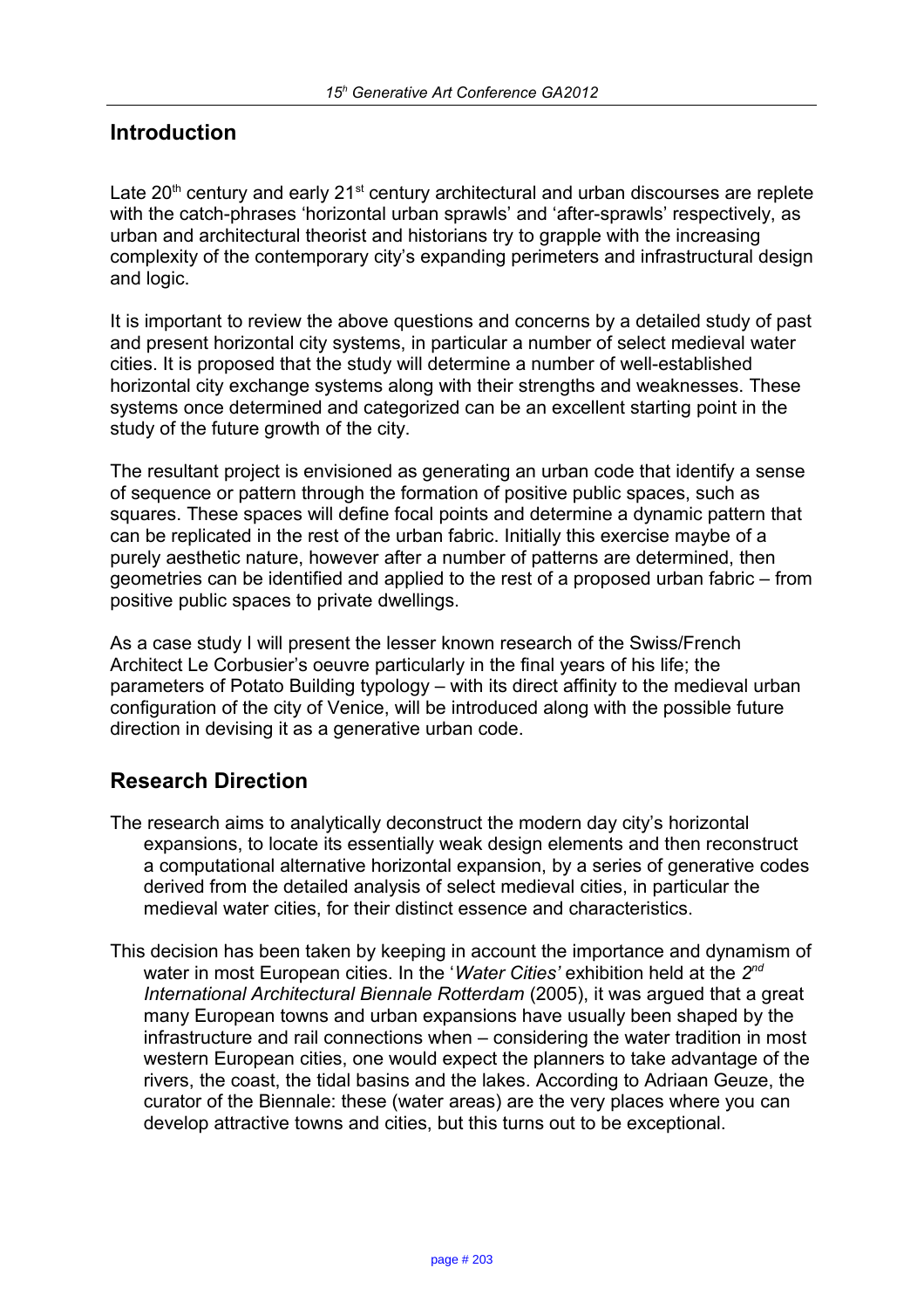## Introduction

Late 20th century and early 21st century architectural and urban discourses are replete with the catch-phrases 'horizontal urban sprawls' and 'after-sprawls' respectively, as urban and architectural theorist and historians try to grapple with the increasing complexity of the contemporary city's expanding perimeters and infrastructural design and logic.

It is important to review the above questions and concerns by a detailed study of past and present horizontal city systems, in particular a number of select medieval water cities. It is proposed that the study will determine a number of well-established horizontal city exchange systems along with their strengths and weaknesses. These systems once determined and categorized can be an excellent starting point in the study of the future growth of the city.

The resultant project is envisioned as generating an urban code that identify a sense of sequence or pattern through the formation of positive public spaces, such as squares. These spaces will define focal points and determine a dynamic pattern that can be replicated in the rest of the urban fabric. Initially this exercise maybe of a purely aesthetic nature, however after a number of patterns are determined, then geometries can be identified and applied to the rest of a proposed urban fabric – from positive public spaces to private dwellings.

As a case study I will present the lesser known research of the Swiss/French Architect Le Corbusier's oeuvre particularly in the final years of his life; the parameters of Potato Building typology – with its direct affinity to the medieval urban configuration of the city of Venice, will be introduced along with the possible future direction in devising it as a generative urban code.

## Research Direction

The research aims to analytically deconstruct the modern day city's horizontal expansions, to locate its essentially weak design elements and then reconstruct a computational alternative horizontal expansion, by a series of generative codes derived from the detailed analysis of select medieval cities, in particular the medieval water cities, for their distinct essence and characteristics.

This decision has been taken by keeping in account the importance and dynamism of water in most European cities. In the '*Water Cities'* exhibition held at the *2nd International Architectural Biennale Rotterdam* (2005), it was argued that a great many European towns and urban expansions have usually been shaped by the infrastructure and rail connections when – considering the water tradition in most western European cities, one would expect the planners to take advantage of the rivers, the coast, the tidal basins and the lakes. According to Adriaan Geuze, the curator of the Biennale: these (water areas) are the very places where you can develop attractive towns and cities, but this turns out to be exceptional.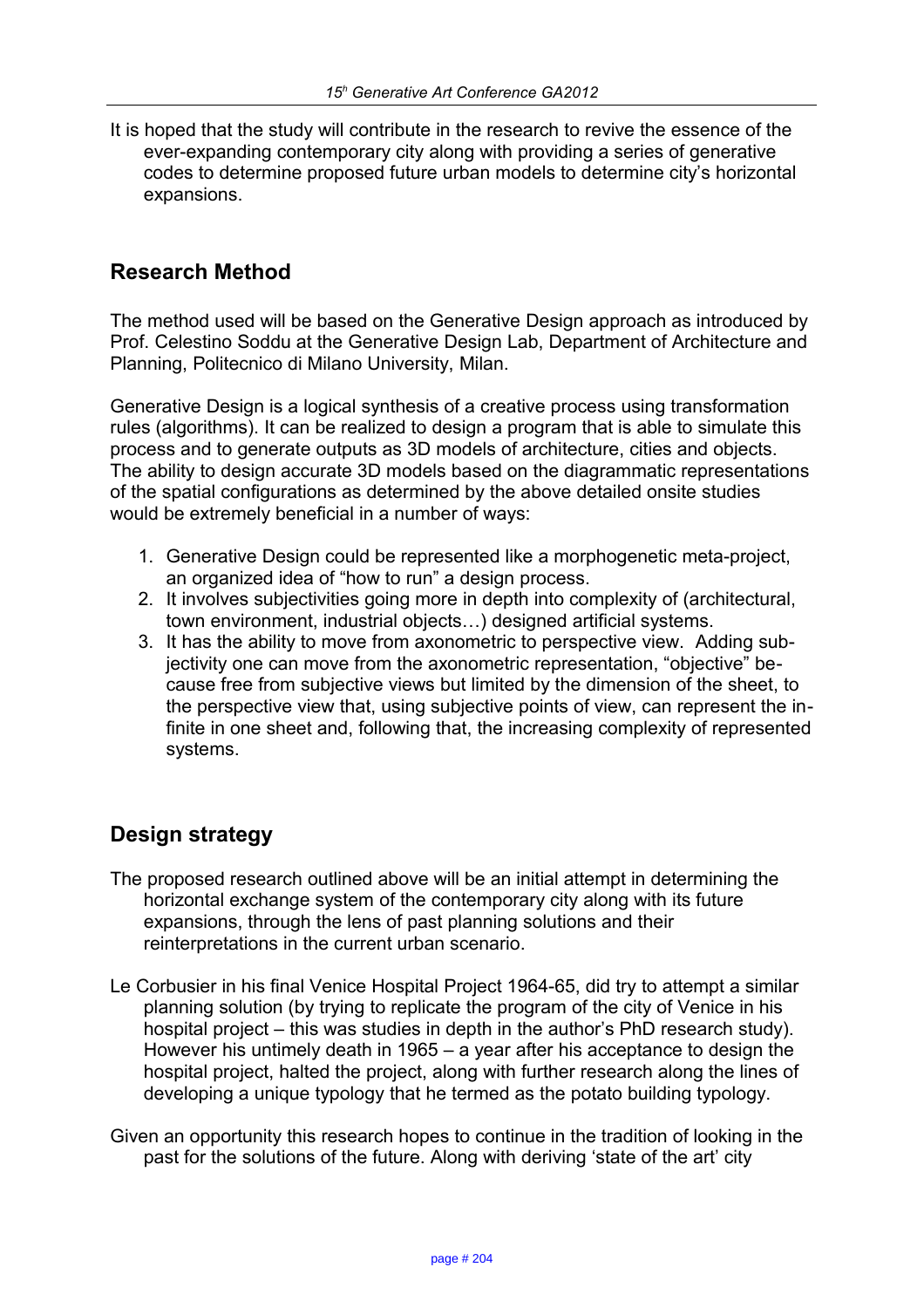It is hoped that the study will contribute in the research to revive the essence of the ever-expanding contemporary city along with providing a series of generative codes to determine proposed future urban models to determine city's horizontal expansions.

## Research Method

The method used will be based on the Generative Design approach as introduced by Prof. Celestino Soddu at the Generative Design Lab, Department of Architecture and Planning, Politecnico di Milano University, Milan.

Generative Design is a logical synthesis of a creative process using transformation rules (algorithms). It can be realized to design a program that is able to simulate this process and to generate outputs as 3D models of architecture, cities and objects. The ability to design accurate 3D models based on the diagrammatic representations of the spatial configurations as determined by the above detailed onsite studies would be extremely beneficial in a number of ways:

1. Generative Design could be represented like a morphogenetic meta-project, an organized idea of "how to run" a design process.
2. It involves subjectivities going more in depth into complexity of (architectural, town environment, industrial objects…) designed artificial systems.
3. It has the ability to move from axonometric to perspective view. Adding subjectivity one can move from the axonometric representation, "objective" because free from subjective views but limited by the dimension of the sheet, to the perspective view that, using subjective points of view, can represent the infinite in one sheet and, following that, the increasing complexity of represented systems.

## Design strategy

The proposed research outlined above will be an initial attempt in determining the horizontal exchange system of the contemporary city along with its future expansions, through the lens of past planning solutions and their reinterpretations in the current urban scenario.

Le Corbusier in his final Venice Hospital Project 1964-65, did try to attempt a similar planning solution (by trying to replicate the program of the city of Venice in his hospital project – this was studies in depth in the author's PhD research study). However his untimely death in 1965 – a year after his acceptance to design the hospital project, halted the project, along with further research along the lines of developing a unique typology that he termed as the potato building typology.

Given an opportunity this research hopes to continue in the tradition of looking in the past for the solutions of the future. Along with deriving 'state of the art' city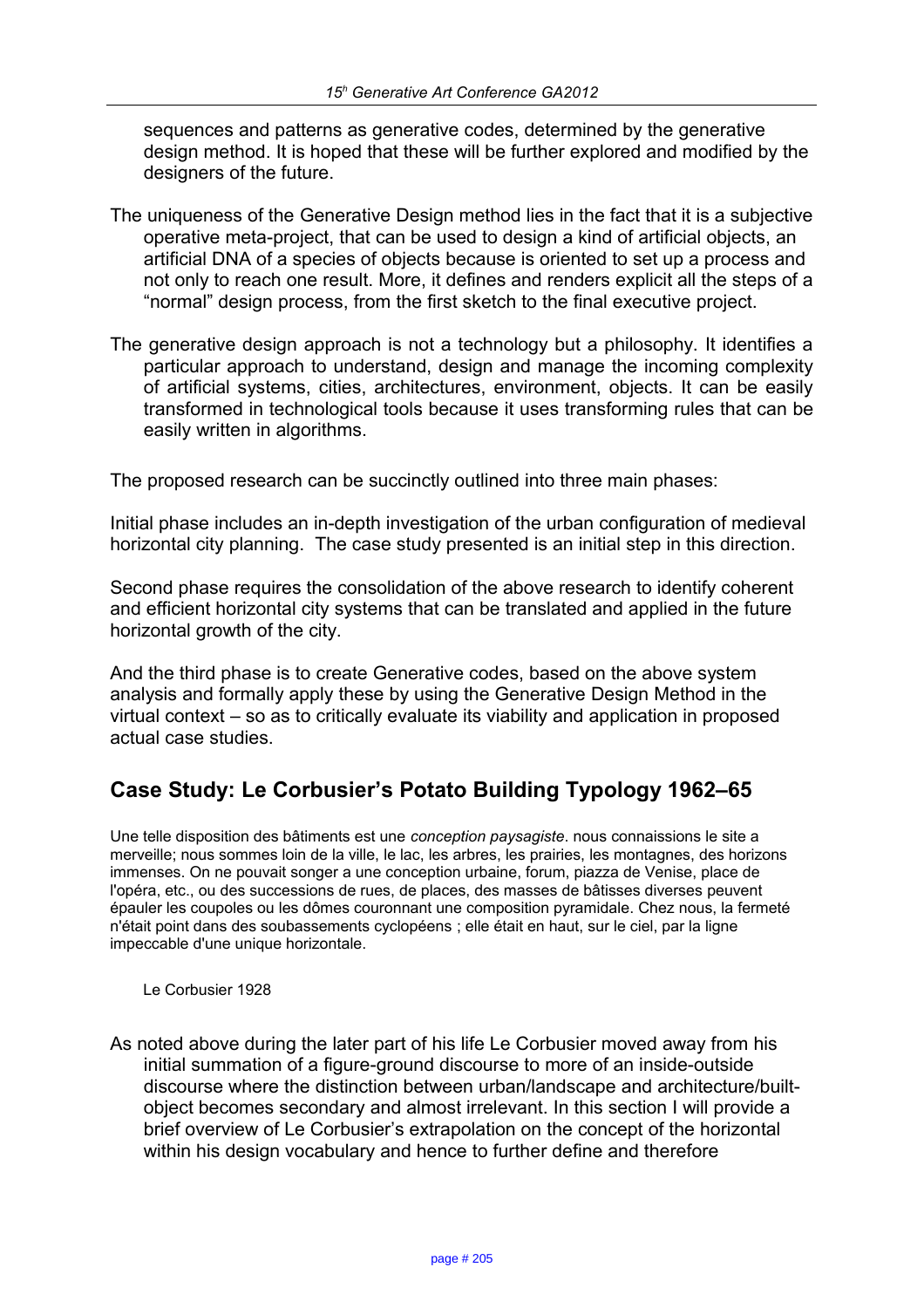sequences and patterns as generative codes, determined by the generative design method. It is hoped that these will be further explored and modified by the designers of the future.

The uniqueness of the Generative Design method lies in the fact that it is a subjective operative meta-project, that can be used to design a kind of artificial objects, an artificial DNA of a species of objects because is oriented to set up a process and not only to reach one result. More, it defines and renders explicit all the steps of a "normal" design process, from the first sketch to the final executive project.

The generative design approach is not a technology but a philosophy. It identifies a particular approach to understand, design and manage the incoming complexity of artificial systems, cities, architectures, environment, objects. It can be easily transformed in technological tools because it uses transforming rules that can be easily written in algorithms.

The proposed research can be succinctly outlined into three main phases:

Initial phase includes an in-depth investigation of the urban configuration of medieval horizontal city planning. The case study presented is an initial step in this direction.

Second phase requires the consolidation of the above research to identify coherent and efficient horizontal city systems that can be translated and applied in the future horizontal growth of the city.

And the third phase is to create Generative codes, based on the above system analysis and formally apply these by using the Generative Design Method in the virtual context – so as to critically evaluate its viability and application in proposed actual case studies.

## Case Study: Le Corbusier's Potato Building Typology 1962–65

Une telle disposition des bâtiments est une *conception paysagiste*. nous connaissions le site a merveille; nous sommes loin de la ville, le lac, les arbres, les prairies, les montagnes, des horizons immenses. On ne pouvait songer a une conception urbaine, forum, piazza de Venise, place de l'opéra, etc., ou des successions de rues, de places, des masses de bâtisses diverses peuvent épauler les coupoles ou les dômes couronnant une composition pyramidale. Chez nous, la fermeté n'était point dans des soubassements cyclopéens ; elle était en haut, sur le ciel, par la ligne impeccable d'une unique horizontale.

Le Corbusier 1928

As noted above during the later part of his life Le Corbusier moved away from his initial summation of a figure-ground discourse to more of an inside-outside discourse where the distinction between urban/landscape and architecture/built-object becomes secondary and almost irrelevant. In this section I will provide a brief overview of Le Corbusier's extrapolation on the concept of the horizontal within his design vocabulary and hence to further define and therefore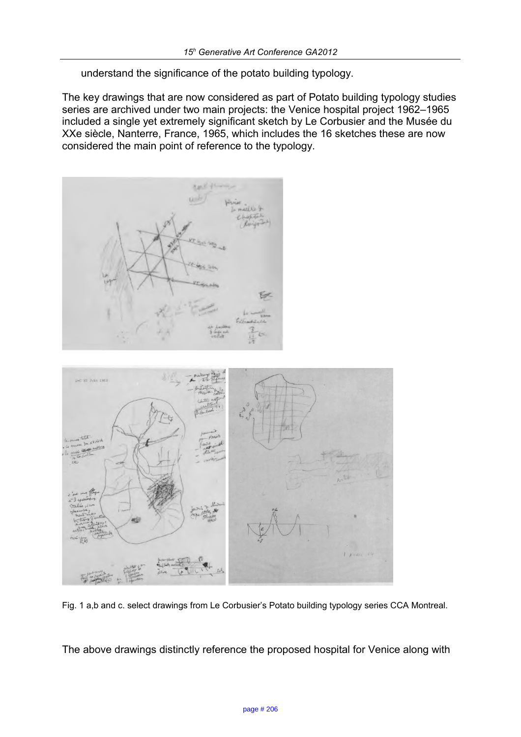understand the significance of the potato building typology.

The key drawings that are now considered as part of Potato building typology studies series are archived under two main projects: the Venice hospital project 1962–1965 included a single yet extremely significant sketch by Le Corbusier and the Musée du XXe siècle, Nanterre, France, 1965, which includes the 16 sketches these are now considered the main point of reference to the typology.

Fig. 1 a,b and c. select drawings from Le Corbusier's Potato building typology series CCA Montreal.

The above drawings distinctly reference the proposed hospital for Venice along with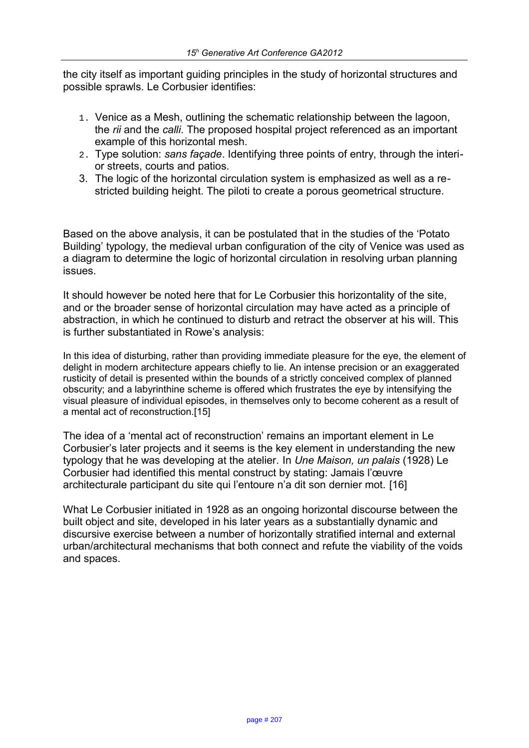the city itself as important guiding principles in the study of horizontal structures and possible sprawls. Le Corbusier identifies:

1. Venice as a Mesh, outlining the schematic relationship between the lagoon, the *rii* and the *calli*. The proposed hospital project referenced as an important example of this horizontal mesh.
2. Type solution: *sans façade*. Identifying three points of entry, through the interior streets, courts and patios.
3. The logic of the horizontal circulation system is emphasized as well as a restricted building height. The piloti to create a porous geometrical structure.

Based on the above analysis, it can be postulated that in the studies of the 'Potato Building' typology, the medieval urban configuration of the city of Venice was used as a diagram to determine the logic of horizontal circulation in resolving urban planning issues.

It should however be noted here that for Le Corbusier this horizontality of the site, and or the broader sense of horizontal circulation may have acted as a principle of abstraction, in which he continued to disturb and retract the observer at his will. This is further substantiated in Rowe's analysis:

> In this idea of disturbing, rather than providing immediate pleasure for the eye, the element of delight in modern architecture appears chiefly to lie. An intense precision or an exaggerated rusticity of detail is presented within the bounds of a strictly conceived complex of planned obscurity; and a labyrinthine scheme is offered which frustrates the eye by intensifying the visual pleasure of individual episodes, in themselves only to become coherent as a result of a mental act of reconstruction.[15]

The idea of a 'mental act of reconstruction' remains an important element in Le Corbusier's later projects and it seems is the key element in understanding the new typology that he was developing at the atelier. In *Une Maison, un palais* (1928) Le Corbusier had identified this mental construct by stating: Jamais l'œuvre architecturale participant du site qui l'entoure n'a dit son dernier mot. [16]

What Le Corbusier initiated in 1928 as an ongoing horizontal discourse between the built object and site, developed in his later years as a substantially dynamic and discursive exercise between a number of horizontally stratified internal and external urban/architectural mechanisms that both connect and refute the viability of the voids and spaces.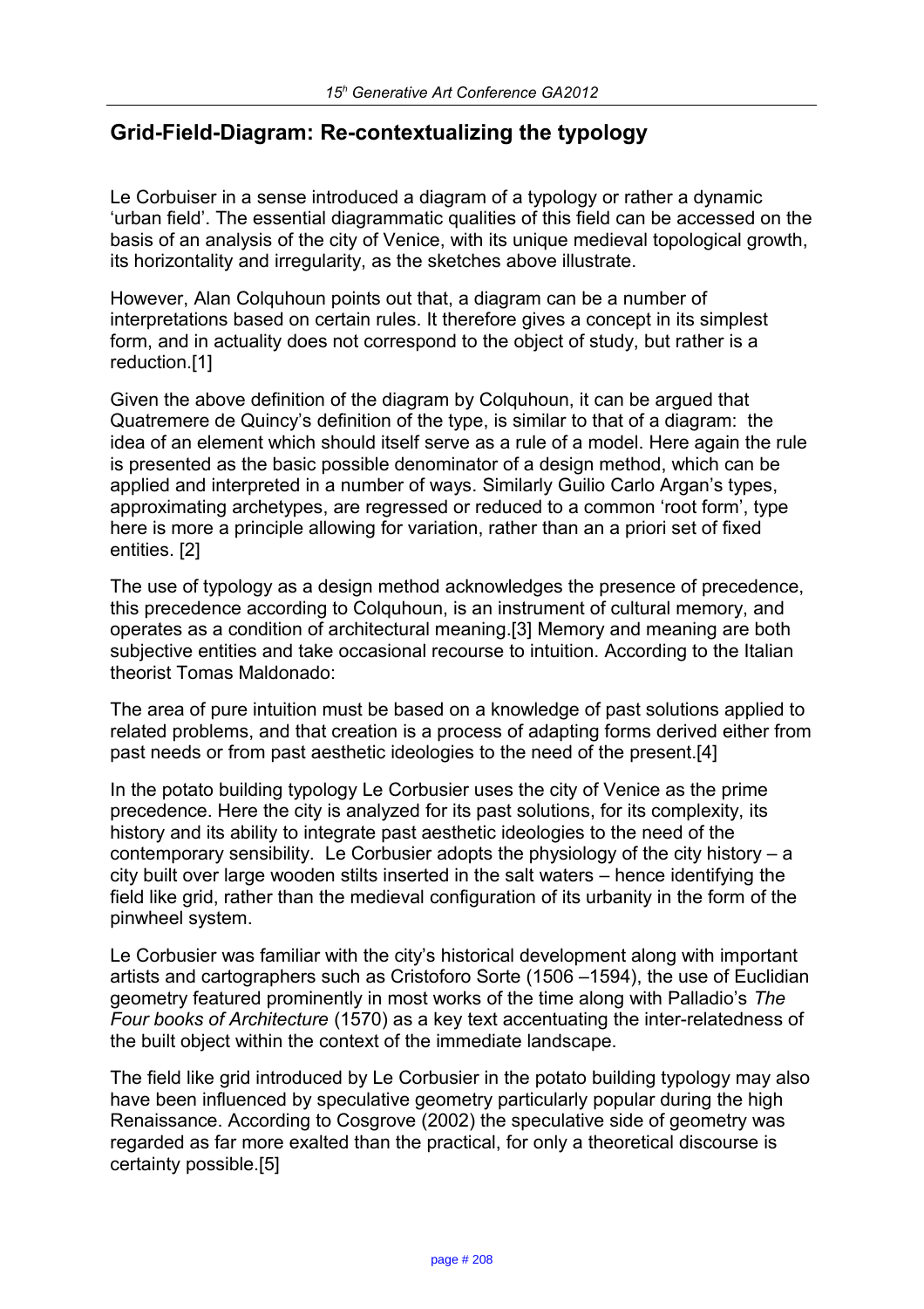## Grid-Field-Diagram: Re-contextualizing the typology

Le Corbuiser in a sense introduced a diagram of a typology or rather a dynamic 'urban field'. The essential diagrammatic qualities of this field can be accessed on the basis of an analysis of the city of Venice, with its unique medieval topological growth, its horizontality and irregularity, as the sketches above illustrate.

However, Alan Colquhoun points out that, a diagram can be a number of interpretations based on certain rules. It therefore gives a concept in its simplest form, and in actuality does not correspond to the object of study, but rather is a reduction.[1]

Given the above definition of the diagram by Colquhoun, it can be argued that Quatremere de Quincy's definition of the type, is similar to that of a diagram: the idea of an element which should itself serve as a rule of a model. Here again the rule is presented as the basic possible denominator of a design method, which can be applied and interpreted in a number of ways. Similarly Guilio Carlo Argan's types, approximating archetypes, are regressed or reduced to a common 'root form', type here is more a principle allowing for variation, rather than an a priori set of fixed entities. [2]

The use of typology as a design method acknowledges the presence of precedence, this precedence according to Colquhoun, is an instrument of cultural memory, and operates as a condition of architectural meaning.[3] Memory and meaning are both subjective entities and take occasional recourse to intuition. According to the Italian theorist Tomas Maldonado:

The area of pure intuition must be based on a knowledge of past solutions applied to related problems, and that creation is a process of adapting forms derived either from past needs or from past aesthetic ideologies to the need of the present.[4]

In the potato building typology Le Corbusier uses the city of Venice as the prime precedence. Here the city is analyzed for its past solutions, for its complexity, its history and its ability to integrate past aesthetic ideologies to the need of the contemporary sensibility. Le Corbusier adopts the physiology of the city history – a city built over large wooden stilts inserted in the salt waters – hence identifying the field like grid, rather than the medieval configuration of its urbanity in the form of the pinwheel system.

Le Corbusier was familiar with the city's historical development along with important artists and cartographers such as Cristoforo Sorte (1506 –1594), the use of Euclidian geometry featured prominently in most works of the time along with Palladio's *The Four books of Architecture* (1570) as a key text accentuating the inter-relatedness of the built object within the context of the immediate landscape.

The field like grid introduced by Le Corbusier in the potato building typology may also have been influenced by speculative geometry particularly popular during the high Renaissance. According to Cosgrove (2002) the speculative side of geometry was regarded as far more exalted than the practical, for only a theoretical discourse is certainty possible.[5]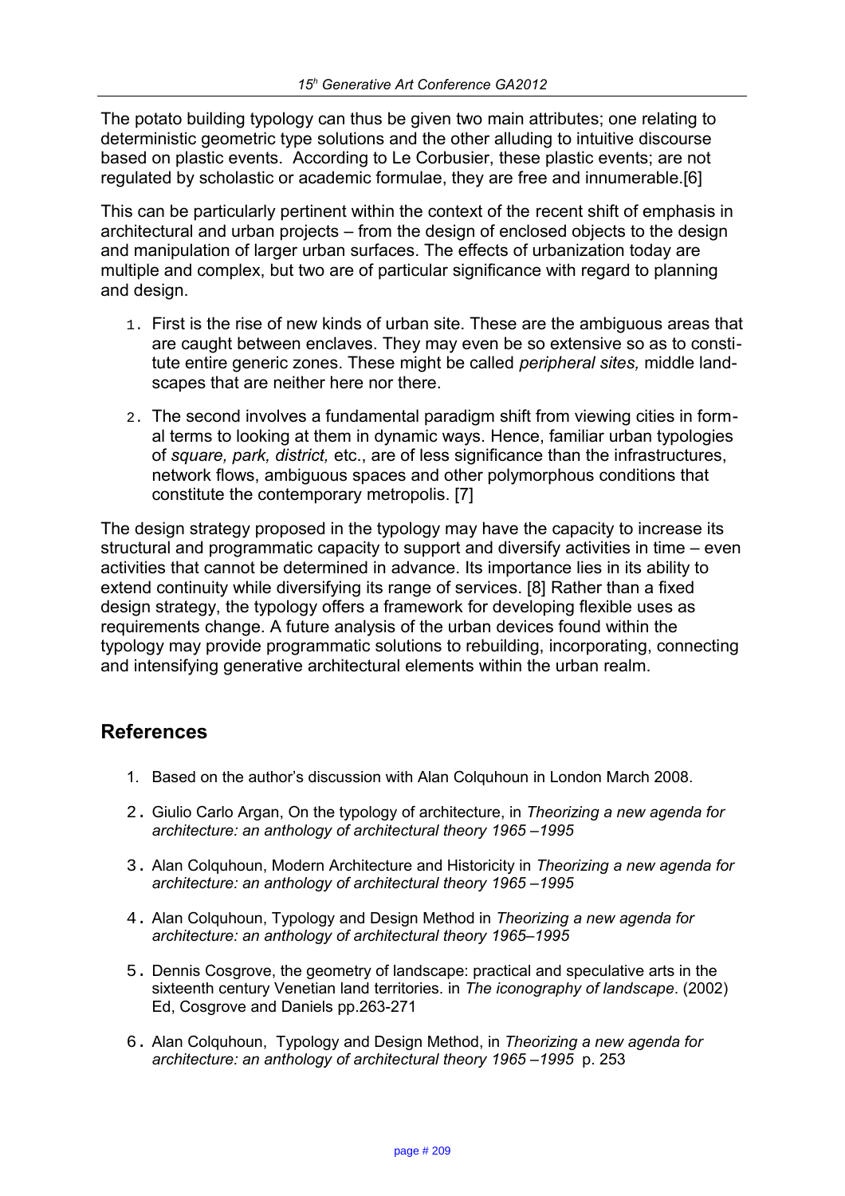The potato building typology can thus be given two main attributes; one relating to deterministic geometric type solutions and the other alluding to intuitive discourse based on plastic events. According to Le Corbusier, these plastic events; are not regulated by scholastic or academic formulae, they are free and innumerable.[6]

This can be particularly pertinent within the context of the recent shift of emphasis in architectural and urban projects – from the design of enclosed objects to the design and manipulation of larger urban surfaces. The effects of urbanization today are multiple and complex, but two are of particular significance with regard to planning and design.

1. First is the rise of new kinds of urban site. These are the ambiguous areas that are caught between enclaves. They may even be so extensive so as to constitute entire generic zones. These might be called *peripheral sites,* middle landscapes that are neither here nor there.

2. The second involves a fundamental paradigm shift from viewing cities in formal terms to looking at them in dynamic ways. Hence, familiar urban typologies of *square, park, district,* etc., are of less significance than the infrastructures, network flows, ambiguous spaces and other polymorphous conditions that constitute the contemporary metropolis. [7]

The design strategy proposed in the typology may have the capacity to increase its structural and programmatic capacity to support and diversify activities in time – even activities that cannot be determined in advance. Its importance lies in its ability to extend continuity while diversifying its range of services. [8] Rather than a fixed design strategy, the typology offers a framework for developing flexible uses as requirements change. A future analysis of the urban devices found within the typology may provide programmatic solutions to rebuilding, incorporating, connecting and intensifying generative architectural elements within the urban realm.

## References

1. Based on the author's discussion with Alan Colquhoun in London March 2008.
2. Giulio Carlo Argan, On the typology of architecture, in *Theorizing a new agenda for architecture: an anthology of architectural theory 1965 –1995*
3. Alan Colquhoun, Modern Architecture and Historicity in *Theorizing a new agenda for architecture: an anthology of architectural theory 1965 –1995*
4. Alan Colquhoun, Typology and Design Method in *Theorizing a new agenda for architecture: an anthology of architectural theory 1965–1995*
5. Dennis Cosgrove, the geometry of landscape: practical and speculative arts in the sixteenth century Venetian land territories. in *The iconography of landscape*. (2002) Ed, Cosgrove and Daniels pp.263-271
6. Alan Colquhoun, Typology and Design Method, in *Theorizing a new agenda for architecture: an anthology of architectural theory 1965 –1995* p. 253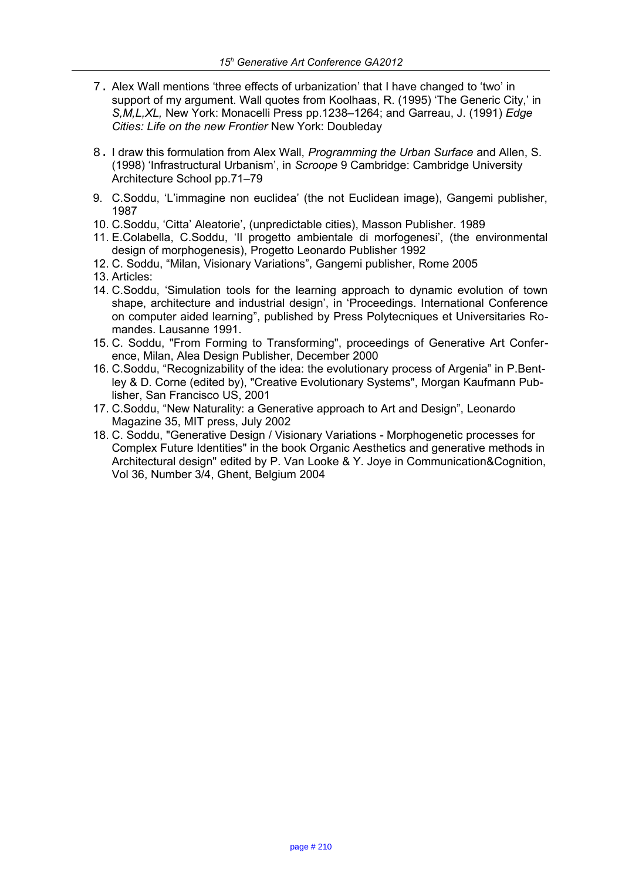7. Alex Wall mentions ‘three effects of urbanization’ that I have changed to ‘two’ in support of my argument. Wall quotes from Koolhaas, R. (1995) ‘The Generic City,’ in *S,M,L,XL,* New York: Monacelli Press pp.1238–1264; and Garreau, J. (1991) *Edge Cities: Life on the new Frontier* New York: Doubleday

8. I draw this formulation from Alex Wall, *Programming the Urban Surface* and Allen, S. (1998) ‘Infrastructural Urbanism’, in *Scroope* 9 Cambridge: Cambridge University Architecture School pp.71–79

9. C.Soddu, ‘L’immagine non euclidea’ (the not Euclidean image), Gangemi publisher, 1987
10. C.Soddu, ‘Citta’ Aleatorie’, (unpredictable cities), Masson Publisher. 1989
11. E.Colabella, C.Soddu, ‘Il progetto ambientale di morfogenesi’, (the environmental design of morphogenesis), Progetto Leonardo Publisher 1992
12. C. Soddu, “Milan, Visionary Variations”, Gangemi publisher, Rome 2005
13. Articles:
14. C.Soddu, ‘Simulation tools for the learning approach to dynamic evolution of town shape, architecture and industrial design’, in ‘Proceedings. International Conference on computer aided learning”, published by Press Polytecniques et Universitaries Romandes. Lausanne 1991.
15. C. Soddu, "From Forming to Transforming", proceedings of Generative Art Conference, Milan, Alea Design Publisher, December 2000
16. C.Soddu, “Recognizability of the idea: the evolutionary process of Argenia” in P.Bentley & D. Corne (edited by), "Creative Evolutionary Systems", Morgan Kaufmann Publisher, San Francisco US, 2001
17. C.Soddu, “New Naturality: a Generative approach to Art and Design”, Leonardo Magazine 35, MIT press, July 2002
18. C. Soddu, "Generative Design / Visionary Variations - Morphogenetic processes for Complex Future Identities" in the book Organic Aesthetics and generative methods in Architectural design" edited by P. Van Looke & Y. Joye in Communication&Cognition, Vol 36, Number 3/4, Ghent, Belgium 2004